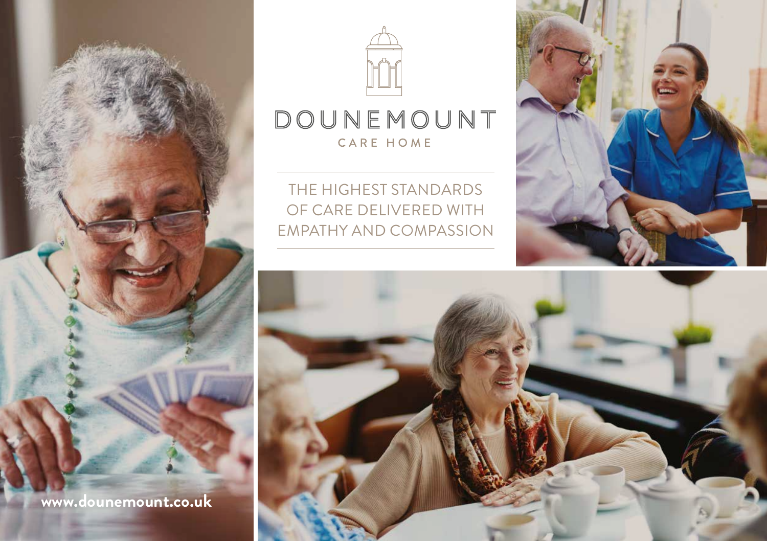# DOUNEMOUNT

CARE HOME

THE HIGHEST STANDARDS OF CARE DELIVERED WITH EMPATHY AND COMPASSION

**www.dounemount.co.uk**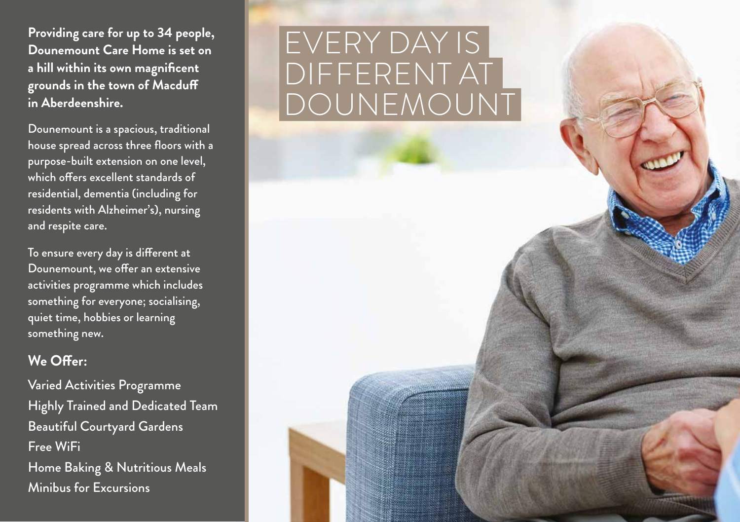# EVERY DAY IS DIFFERENT AT DOUNEMOUNT

**Providing care for up to 34 people, Dounemount Care Home is set on a hill within its own magnificent grounds in the town of Macduff in Aberdeenshire.**

Dounemount is a spacious, traditional house spread across three floors with a purpose-built extension on one level, which offers excellent standards of residential, dementia (including for residents with Alzheimer's), nursing and respite care.

To ensure every day is different at Dounemount, we offer an extensive activities programme which includes something for everyone; socialising, quiet time, hobbies or learning something new.

## We Offer:

- Varied Activities Programme
- Highly Trained and Dedicated Team
- Beautiful Courtyard Gardens
- Free WiFi
- Home Baking & Nutritious Meals
- Minibus for Excursions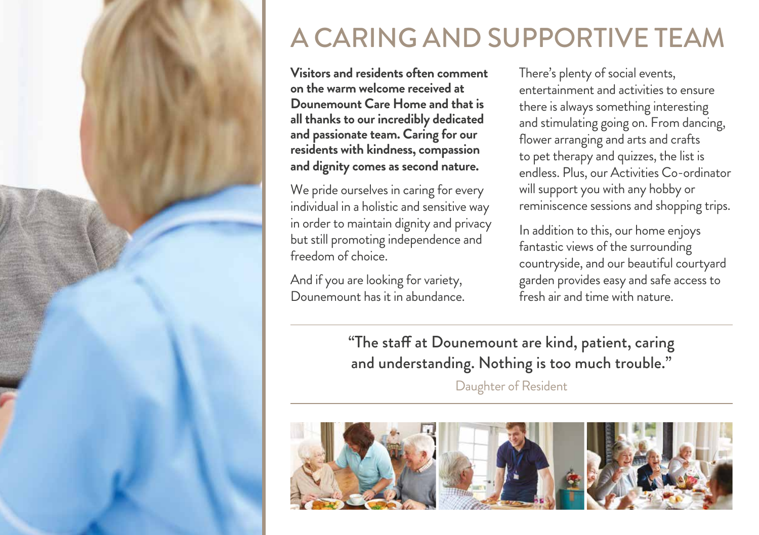# A CARING AND SUPPORTIVE TEAM

**Visitors and residents often comment on the warm welcome received at Dounemount Care Home and that is all thanks to our incredibly dedicated and passionate team. Caring for our residents with kindness, compassion and dignity comes as second nature.**

We pride ourselves in caring for every individual in a holistic and sensitive way in order to maintain dignity and privacy but still promoting independence and freedom of choice.

And if you are looking for variety, Dounemount has it in abundance.

There's plenty of social events, entertainment and activities to ensure there is always something interesting and stimulating going on. From dancing, flower arranging and arts and crafts to pet therapy and quizzes, the list is endless. Plus, our Activities Co-ordinator will support you with any hobby or reminiscence sessions and shopping trips.

In addition to this, our home enjoys fantastic views of the surrounding countryside, and our beautiful courtyard garden provides easy and safe access to fresh air and time with nature.

"The staff at Dounemount are kind, patient, caring and understanding. Nothing is too much trouble."

Daughter of Resident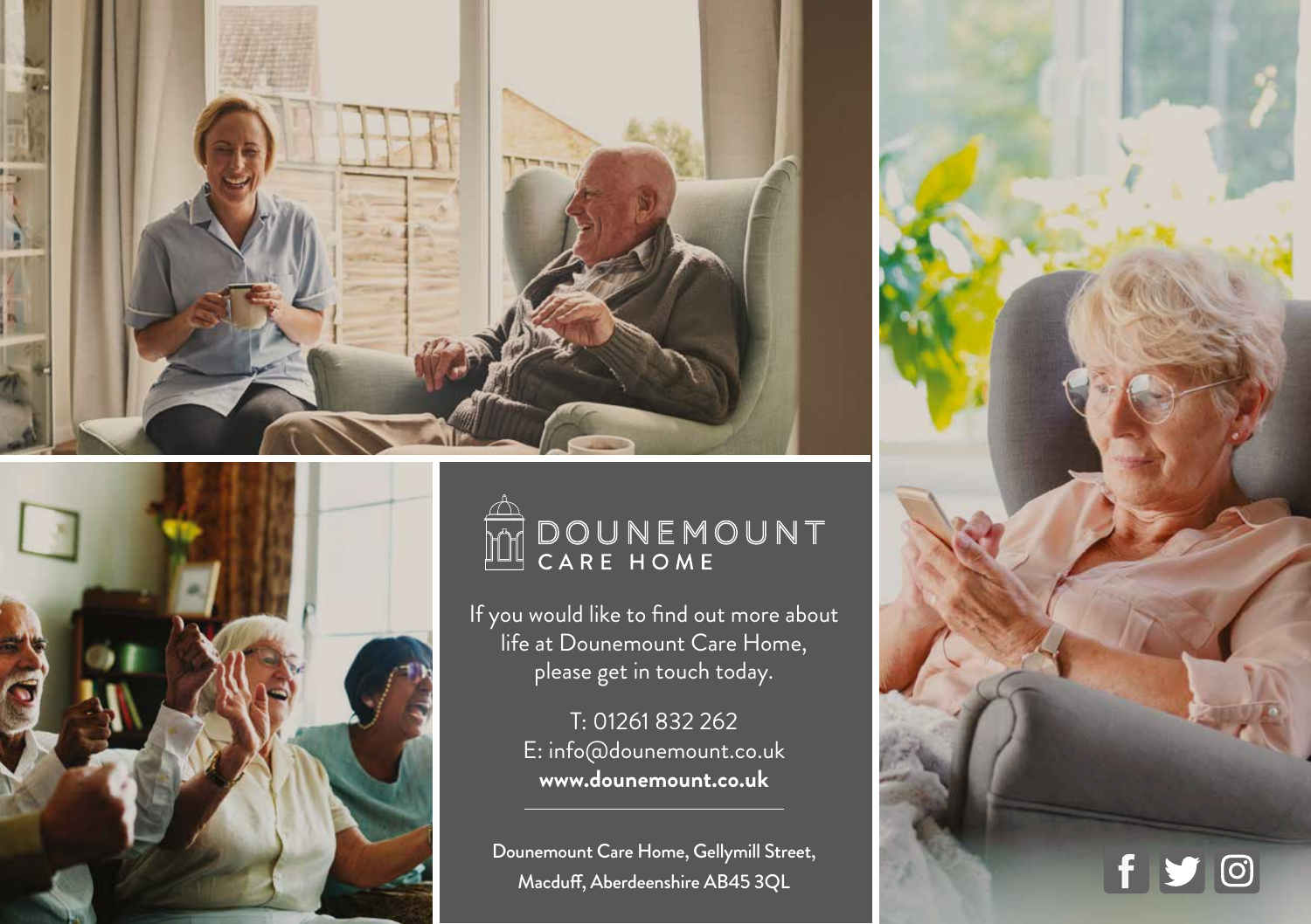# DOUNEMOUNT CARE HOME

If you would like to find out more about life at Dounemount Care Home, please get in touch today.

T: 01261 832 262
E: info@dounemount.co.uk
**www.dounemount.co.uk**

Dounemount Care Home, Gellymill Street, Macduff, Aberdeenshire AB45 3QL